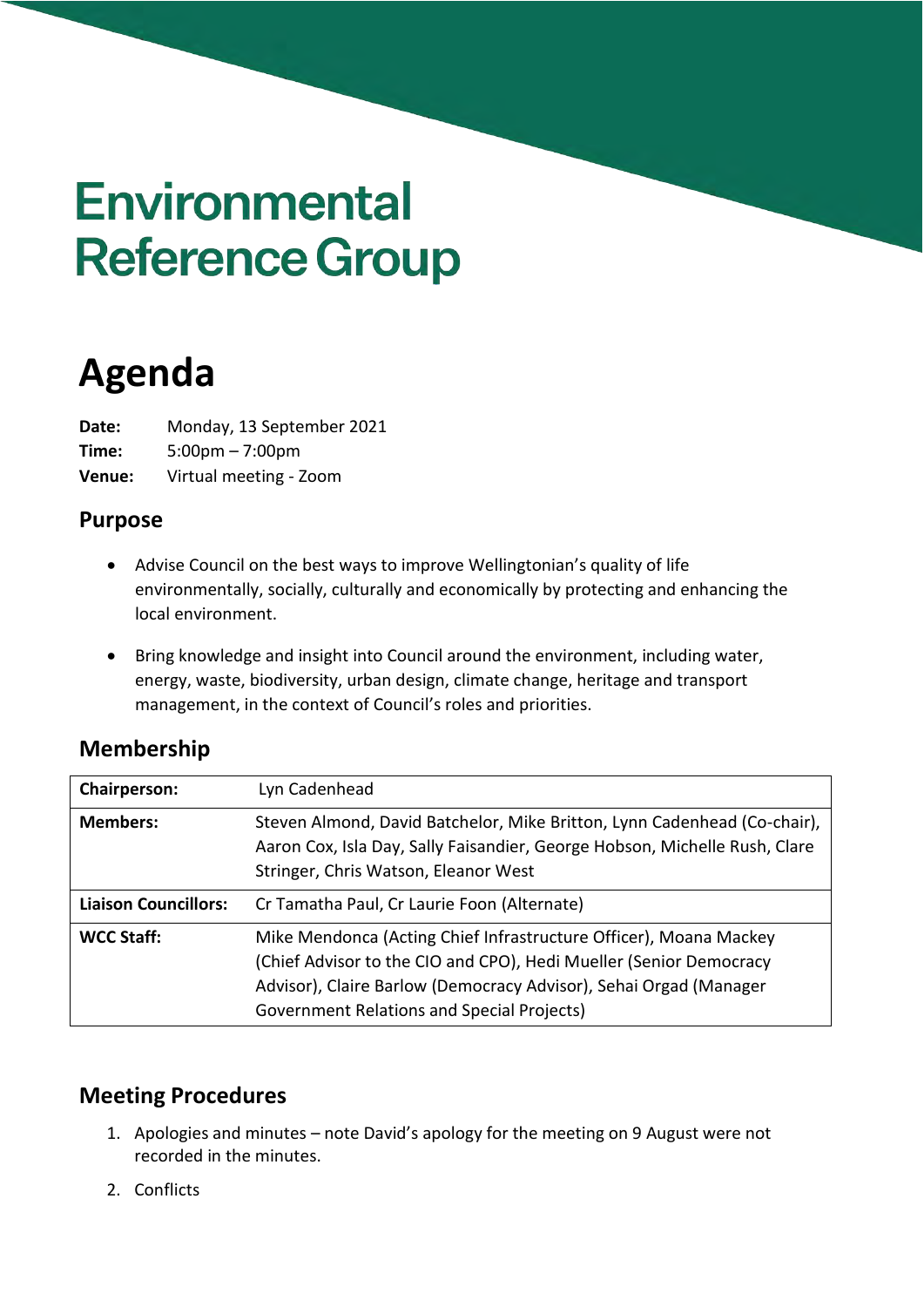# Environmental Reference Group

# Agenda

**Date:** Monday, 13 September 2021
**Time:** 5:00pm – 7:00pm
**Venue:** Virtual meeting - Zoom

## Purpose

- Advise Council on the best ways to improve Wellingtonian's quality of life environmentally, socially, culturally and economically by protecting and enhancing the local environment.
- Bring knowledge and insight into Council around the environment, including water, energy, waste, biodiversity, urban design, climate change, heritage and transport management, in the context of Council's roles and priorities.

## Membership

| **Chairperson:** | Lyn Cadenhead |
|---|---|
| **Members:** | Steven Almond, David Batchelor, Mike Britton, Lynn Cadenhead (Co-chair), Aaron Cox, Isla Day, Sally Faisandier, George Hobson, Michelle Rush, Clare Stringer, Chris Watson, Eleanor West |
| **Liaison Councillors:** | Cr Tamatha Paul, Cr Laurie Foon (Alternate) |
| **WCC Staff:** | Mike Mendonca (Acting Chief Infrastructure Officer), Moana Mackey (Chief Advisor to the CIO and CPO), Hedi Mueller (Senior Democracy Advisor), Claire Barlow (Democracy Advisor), Sehai Orgad (Manager Government Relations and Special Projects) |

## Meeting Procedures

1. Apologies and minutes – note David's apology for the meeting on 9 August were not recorded in the minutes.
2. Conflicts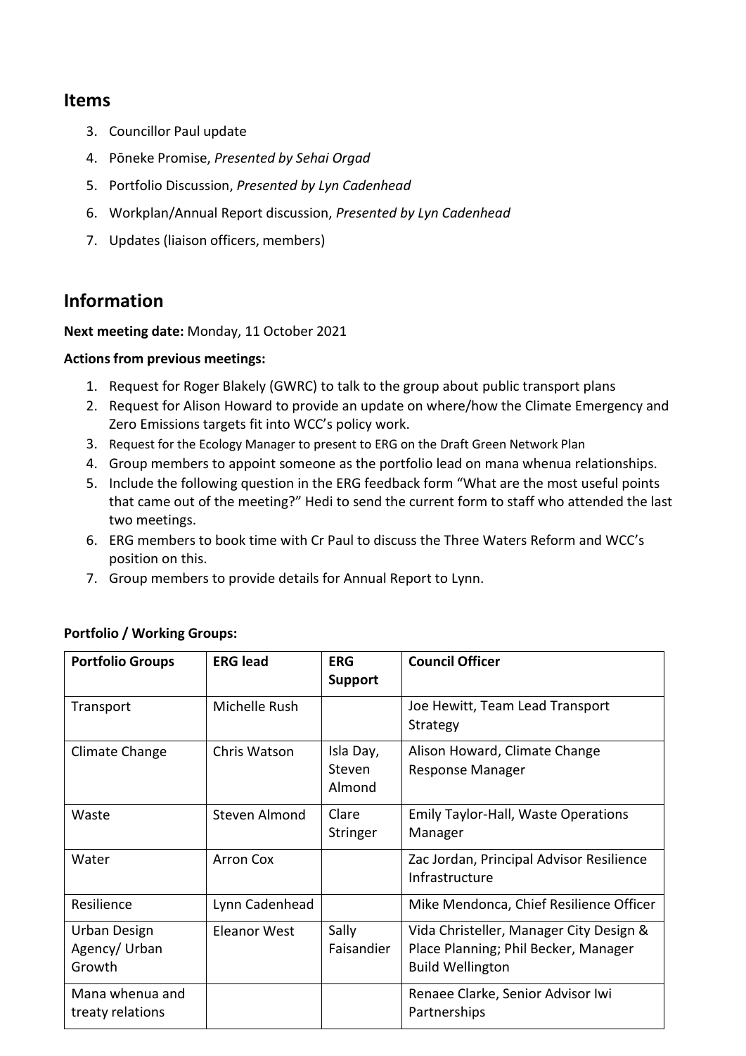## Items

3. Councillor Paul update
4. Pōneke Promise, *Presented by Sehai Orgad*
5. Portfolio Discussion, *Presented by Lyn Cadenhead*
6. Workplan/Annual Report discussion, *Presented by Lyn Cadenhead*
7. Updates (liaison officers, members)

## Information

**Next meeting date:** Monday, 11 October 2021

**Actions from previous meetings:**

1. Request for Roger Blakely (GWRC) to talk to the group about public transport plans
2. Request for Alison Howard to provide an update on where/how the Climate Emergency and Zero Emissions targets fit into WCC's policy work.
3. Request for the Ecology Manager to present to ERG on the Draft Green Network Plan
4. Group members to appoint someone as the portfolio lead on mana whenua relationships.
5. Include the following question in the ERG feedback form "What are the most useful points that came out of the meeting?" Hedi to send the current form to staff who attended the last two meetings.
6. ERG members to book time with Cr Paul to discuss the Three Waters Reform and WCC's position on this.
7. Group members to provide details for Annual Report to Lynn.

**Portfolio / Working Groups:**

| Portfolio Groups | ERG lead | ERG Support | Council Officer |
|---|---|---|---|
| Transport | Michelle Rush | | Joe Hewitt, Team Lead Transport Strategy |
| Climate Change | Chris Watson | Isla Day, Steven Almond | Alison Howard, Climate Change Response Manager |
| Waste | Steven Almond | Clare Stringer | Emily Taylor-Hall, Waste Operations Manager |
| Water | Arron Cox | | Zac Jordan, Principal Advisor Resilience Infrastructure |
| Resilience | Lynn Cadenhead | | Mike Mendonca, Chief Resilience Officer |
| Urban Design Agency/ Urban Growth | Eleanor West | Sally Faisandier | Vida Christeller, Manager City Design & Place Planning; Phil Becker, Manager Build Wellington |
| Mana whenua and treaty relations | | | Renaee Clarke, Senior Advisor Iwi Partnerships |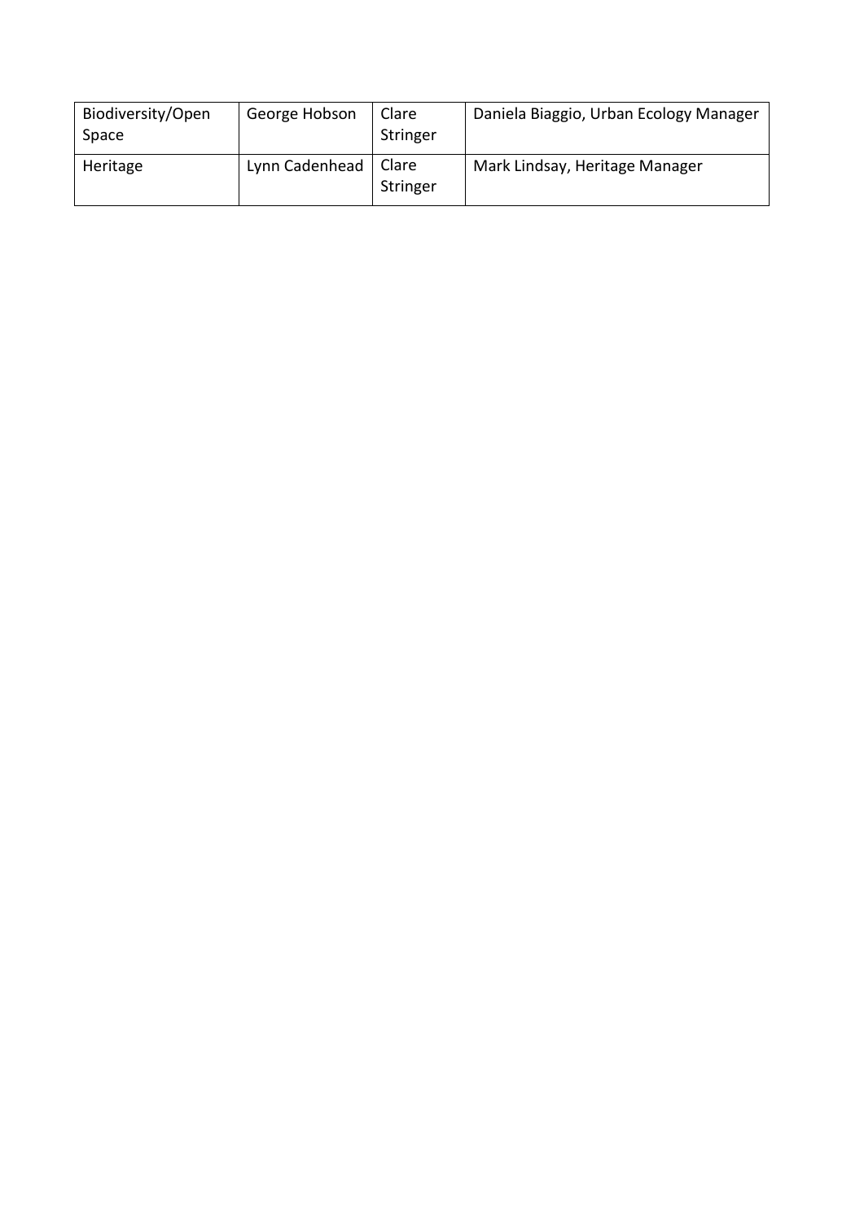| | | | |
|---|---|---|---|
| Biodiversity/Open Space | George Hobson | Clare Stringer | Daniela Biaggio, Urban Ecology Manager |
| Heritage | Lynn Cadenhead | Clare Stringer | Mark Lindsay, Heritage Manager |